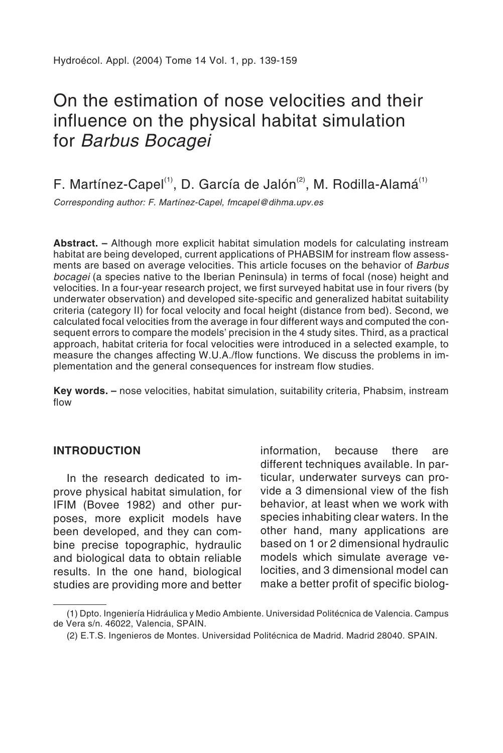# On the estimation of nose velocities and their influence on the physical habitat simulation for *Barbus Bocagei*

F. Martínez-Capel[1], D. García de Jalón[2], M. Rodilla-Alamá[1]

*Corresponding author: F. Martínez-Capel, fmcapel@dihma.upv.es*

**Abstract. –** Although more explicit habitat simulation models for calculating instream habitat are being developed, current applications of PHABSIM for instream flow assessments are based on average velocities. This article focuses on the behavior of *Barbus bocagei* (a species native to the Iberian Peninsula) in terms of focal (nose) height and velocities. In a four-year research project, we first surveyed habitat use in four rivers (by underwater observation) and developed site-specific and generalized habitat suitability criteria (category II) for focal velocity and focal height (distance from bed). Second, we calculated focal velocities from the average in four different ways and computed the consequent errors to compare the models' precision in the 4 study sites. Third, as a practical approach, habitat criteria for focal velocities were introduced in a selected example, to measure the changes affecting W.U.A./flow functions. We discuss the problems in implementation and the general consequences for instream flow studies.

**Key words. –** nose velocities, habitat simulation, suitability criteria, Phabsim, instream flow

## INTRODUCTION

In the research dedicated to improve physical habitat simulation, for IFIM (Bovee 1982) and other purposes, more explicit models have been developed, and they can combine precise topographic, hydraulic and biological data to obtain reliable results. In the one hand, biological studies are providing more and better information, because there are different techniques available. In particular, underwater surveys can provide a 3 dimensional view of the fish behavior, at least when we work with species inhabiting clear waters. In the other hand, many applications are based on 1 or 2 dimensional hydraulic models which simulate average velocities, and 3 dimensional model can make a better profit of specific biolog-

(1) Dpto. Ingeniería Hidráulica y Medio Ambiente. Universidad Politécnica de Valencia. Campus de Vera s/n. 46022, Valencia, SPAIN.

(2) E.T.S. Ingenieros de Montes. Universidad Politécnica de Madrid. Madrid 28040. SPAIN.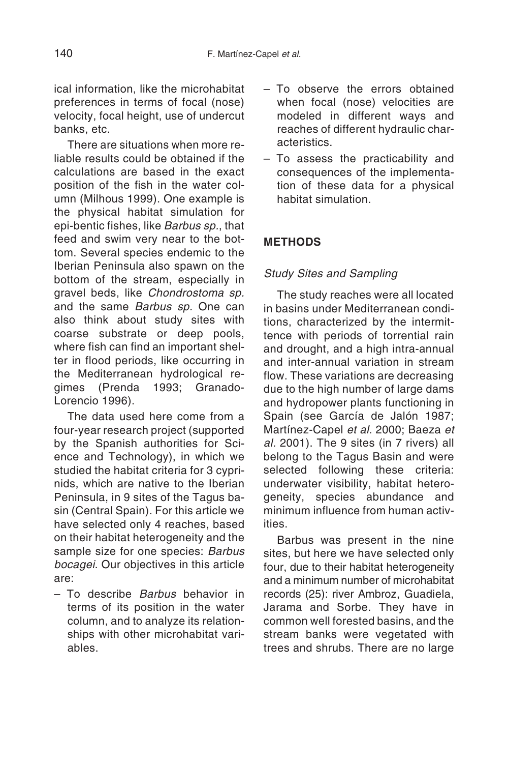ical information, like the microhabitat preferences in terms of focal (nose) velocity, focal height, use of undercut banks, etc.

There are situations when more reliable results could be obtained if the calculations are based in the exact position of the fish in the water column (Milhous 1999). One example is the physical habitat simulation for epi-bentic fishes, like *Barbus sp.*, that feed and swim very near to the bottom. Several species endemic to the Iberian Peninsula also spawn on the bottom of the stream, especially in gravel beds, like *Chondrostoma sp.* and the same *Barbus sp.* One can also think about study sites with coarse substrate or deep pools, where fish can find an important shelter in flood periods, like occurring in the Mediterranean hydrological regimes (Prenda 1993; Granado-Lorencio 1996).

The data used here come from a four-year research project (supported by the Spanish authorities for Science and Technology), in which we studied the habitat criteria for 3 cyprinids, which are native to the Iberian Peninsula, in 9 sites of the Tagus basin (Central Spain). For this article we have selected only 4 reaches, based on their habitat heterogeneity and the sample size for one species: *Barbus bocagei*. Our objectives in this article are:

- To describe *Barbus* behavior in terms of its position in the water column, and to analyze its relationships with other microhabitat variables.
- To observe the errors obtained when focal (nose) velocities are modeled in different ways and reaches of different hydraulic characteristics.
- To assess the practicability and consequences of the implementation of these data for a physical habitat simulation.

## METHODS

### *Study Sites and Sampling*

The study reaches were all located in basins under Mediterranean conditions, characterized by the intermittence with periods of torrential rain and drought, and a high intra-annual and inter-annual variation in stream flow. These variations are decreasing due to the high number of large dams and hydropower plants functioning in Spain (see García de Jalón 1987; Martínez-Capel *et al.* 2000; Baeza *et al.* 2001). The 9 sites (in 7 rivers) all belong to the Tagus Basin and were selected following these criteria: underwater visibility, habitat heterogeneity, species abundance and minimum influence from human activities.

Barbus was present in the nine sites, but here we have selected only four, due to their habitat heterogeneity and a minimum number of microhabitat records (25): river Ambroz, Guadiela, Jarama and Sorbe. They have in common well forested basins, and the stream banks were vegetated with trees and shrubs. There are no large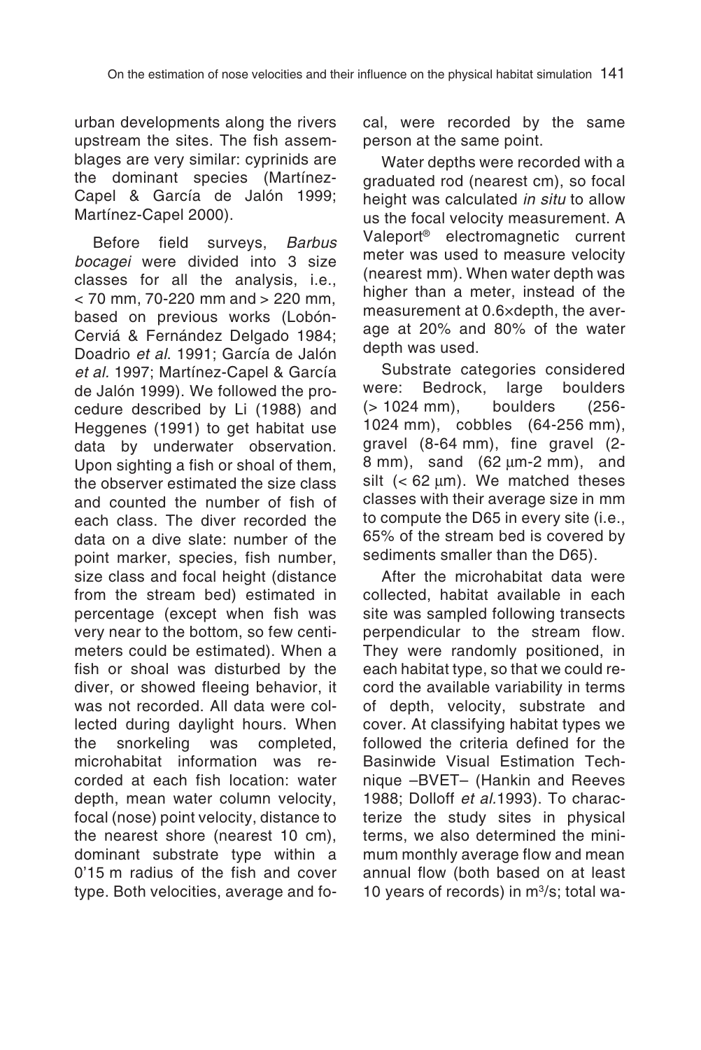urban developments along the rivers upstream the sites. The fish assemblages are very similar: cyprinids are the dominant species (Martínez-Capel & García de Jalón 1999; Martínez-Capel 2000).

Before field surveys, *Barbus bocagei* were divided into 3 size classes for all the analysis, i.e., < 70 mm, 70-220 mm and > 220 mm, based on previous works (Lobón-Cerviá & Fernández Delgado 1984; Doadrio *et al*. 1991; García de Jalón *et al*. 1997; Martínez-Capel & García de Jalón 1999). We followed the procedure described by Li (1988) and Heggenes (1991) to get habitat use data by underwater observation. Upon sighting a fish or shoal of them, the observer estimated the size class and counted the number of fish of each class. The diver recorded the data on a dive slate: number of the point marker, species, fish number, size class and focal height (distance from the stream bed) estimated in percentage (except when fish was very near to the bottom, so few centimeters could be estimated). When a fish or shoal was disturbed by the diver, or showed fleeing behavior, it was not recorded. All data were collected during daylight hours. When the snorkeling was completed, microhabitat information was recorded at each fish location: water depth, mean water column velocity, focal (nose) point velocity, distance to the nearest shore (nearest 10 cm), dominant substrate type within a 0'15 m radius of the fish and cover type. Both velocities, average and focal, were recorded by the same person at the same point.

Water depths were recorded with a graduated rod (nearest cm), so focal height was calculated *in situ* to allow us the focal velocity measurement. A Valeport® electromagnetic current meter was used to measure velocity (nearest mm). When water depth was higher than a meter, instead of the measurement at 0.6×depth, the average at 20% and 80% of the water depth was used.

Substrate categories considered were: Bedrock, large boulders (> 1024 mm), boulders (256-1024 mm), cobbles (64-256 mm), gravel (8-64 mm), fine gravel (2-8 mm), sand (62 µm-2 mm), and silt (< 62 µm). We matched theses classes with their average size in mm to compute the D65 in every site (i.e., 65% of the stream bed is covered by sediments smaller than the D65).

After the microhabitat data were collected, habitat available in each site was sampled following transects perpendicular to the stream flow. They were randomly positioned, in each habitat type, so that we could record the available variability in terms of depth, velocity, substrate and cover. At classifying habitat types we followed the criteria defined for the Basinwide Visual Estimation Technique –BVET– (Hankin and Reeves 1988; Dolloff *et al*.1993). To characterize the study sites in physical terms, we also determined the minimum monthly average flow and mean annual flow (both based on at least 10 years of records) in $m^3/s$; total wa-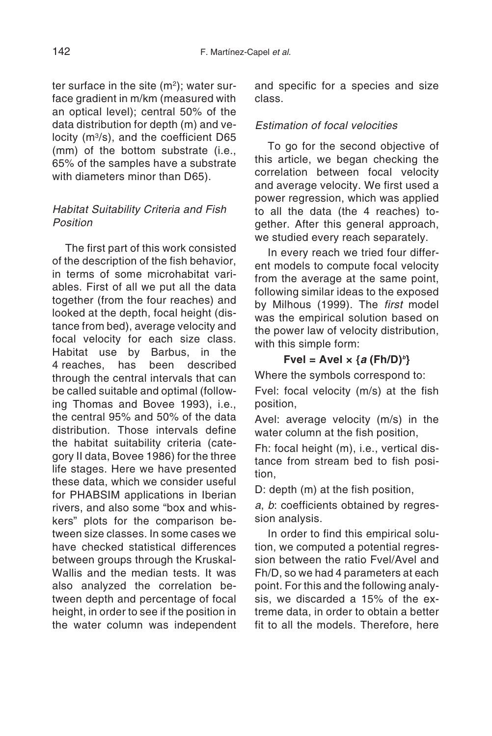ter surface in the site ($m^2$); water surface gradient in m/km (measured with an optical level); central 50% of the data distribution for depth (m) and velocity ($m^3$/s), and the coefficient D65 (mm) of the bottom substrate (i.e., 65% of the samples have a substrate with diameters minor than D65).

### *Habitat Suitability Criteria and Fish Position*

The first part of this work consisted of the description of the fish behavior, in terms of some microhabitat variables. First of all we put all the data together (from the four reaches) and looked at the depth, focal height (distance from bed), average velocity and focal velocity for each size class. Habitat use by Barbus, in the 4 reaches, has been described through the central intervals that can be called suitable and optimal (following Thomas and Bovee 1993), i.e., the central 95% and 50% of the data distribution. Those intervals define the habitat suitability criteria (category II data, Bovee 1986) for the three life stages. Here we have presented these data, which we consider useful for PHABSIM applications in Iberian rivers, and also some "box and whiskers" plots for the comparison between size classes. In some cases we have checked statistical differences between groups through the Kruskal-Wallis and the median tests. It was also analyzed the correlation between depth and percentage of focal height, in order to see if the position in the water column was independent and specific for a species and size class.

### *Estimation of focal velocities*

To go for the second objective of this article, we began checking the correlation between focal velocity and average velocity. We first used a power regression, which was applied to all the data (the 4 reaches) together. After this general approach, we studied every reach separately.

In every reach we tried four different models to compute focal velocity from the average at the same point, following similar ideas to the exposed by Milhous (1999). The *first* model was the empirical solution based on the power law of velocity distribution, with this simple form:

$$\mathbf{Fvel = Avel \times \{\mathit{a}\ (Fh/D)^{\mathit{b}}\}}$$

Where the symbols correspond to:

Fvel: focal velocity (m/s) at the fish position,

Avel: average velocity (m/s) in the water column at the fish position,

Fh: focal height (m), i.e., vertical distance from stream bed to fish position,

D: depth (m) at the fish position,

*a*, *b*: coefficients obtained by regression analysis.

In order to find this empirical solution, we computed a potential regression between the ratio Fvel/Avel and Fh/D, so we had 4 parameters at each point. For this and the following analysis, we discarded a 15% of the extreme data, in order to obtain a better fit to all the models. Therefore, here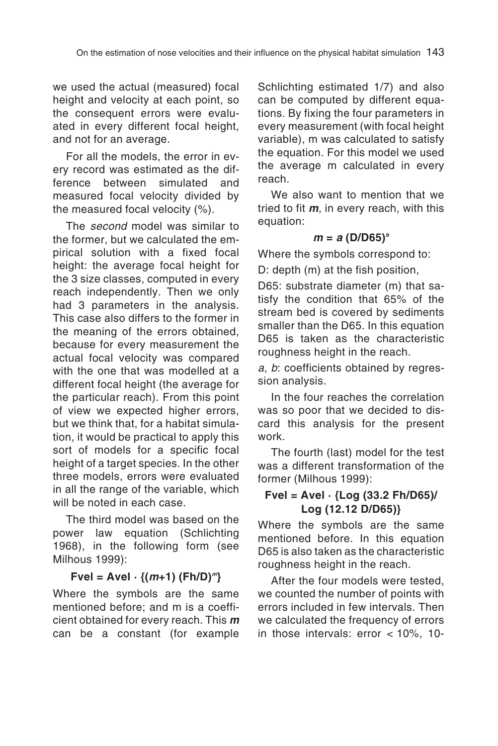we used the actual (measured) focal height and velocity at each point, so the consequent errors were evaluated in every different focal height, and not for an average.

For all the models, the error in every record was estimated as the difference between simulated and measured focal velocity divided by the measured focal velocity (%).

The *second* model was similar to the former, but we calculated the empirical solution with a fixed focal height: the average focal height for the 3 size classes, computed in every reach independently. Then we only had 3 parameters in the analysis. This case also differs to the former in the meaning of the errors obtained, because for every measurement the actual focal velocity was compared with the one that was modelled at a different focal height (the average for the particular reach). From this point of view we expected higher errors, but we think that, for a habitat simulation, it would be practical to apply this sort of models for a specific focal height of a target species. In the other three models, errors were evaluated in all the range of the variable, which will be noted in each case.

The third model was based on the power law equation (Schlichting 1968), in the following form (see Milhous 1999):

$$\text{Fvel} = \text{Avel} \cdot \{(m+1)\,(\text{Fh}/\text{D})^{m}\}$$

Where the symbols are the same mentioned before; and m is a coefficient obtained for every reach. This ***m*** can be a constant (for example Schlichting estimated 1/7) and also can be computed by different equations. By fixing the four parameters in every measurement (with focal height variable), m was calculated to satisfy the equation. For this model we used the average m calculated in every reach.

We also want to mention that we tried to fit ***m***, in every reach, with this equation:

$$m = a\,(\text{D}/\text{D65})^{b}$$

Where the symbols correspond to:

D: depth (m) at the fish position,

D65: substrate diameter (m) that satisfy the condition that 65% of the stream bed is covered by sediments smaller than the D65. In this equation D65 is taken as the characteristic roughness height in the reach.

*a*, *b*: coefficients obtained by regression analysis.

In the four reaches the correlation was so poor that we decided to discard this analysis for the present work.

The fourth (last) model for the test was a different transformation of the former (Milhous 1999):

$$\text{Fvel} = \text{Avel} \cdot \{\text{Log}\,(33.2\ \text{Fh}/\text{D65}) / \text{Log}\,(12.12\ \text{D}/\text{D65})\}$$

Where the symbols are the same mentioned before. In this equation D65 is also taken as the characteristic roughness height in the reach.

After the four models were tested, we counted the number of points with errors included in few intervals. Then we calculated the frequency of errors in those intervals: error < 10%, 10-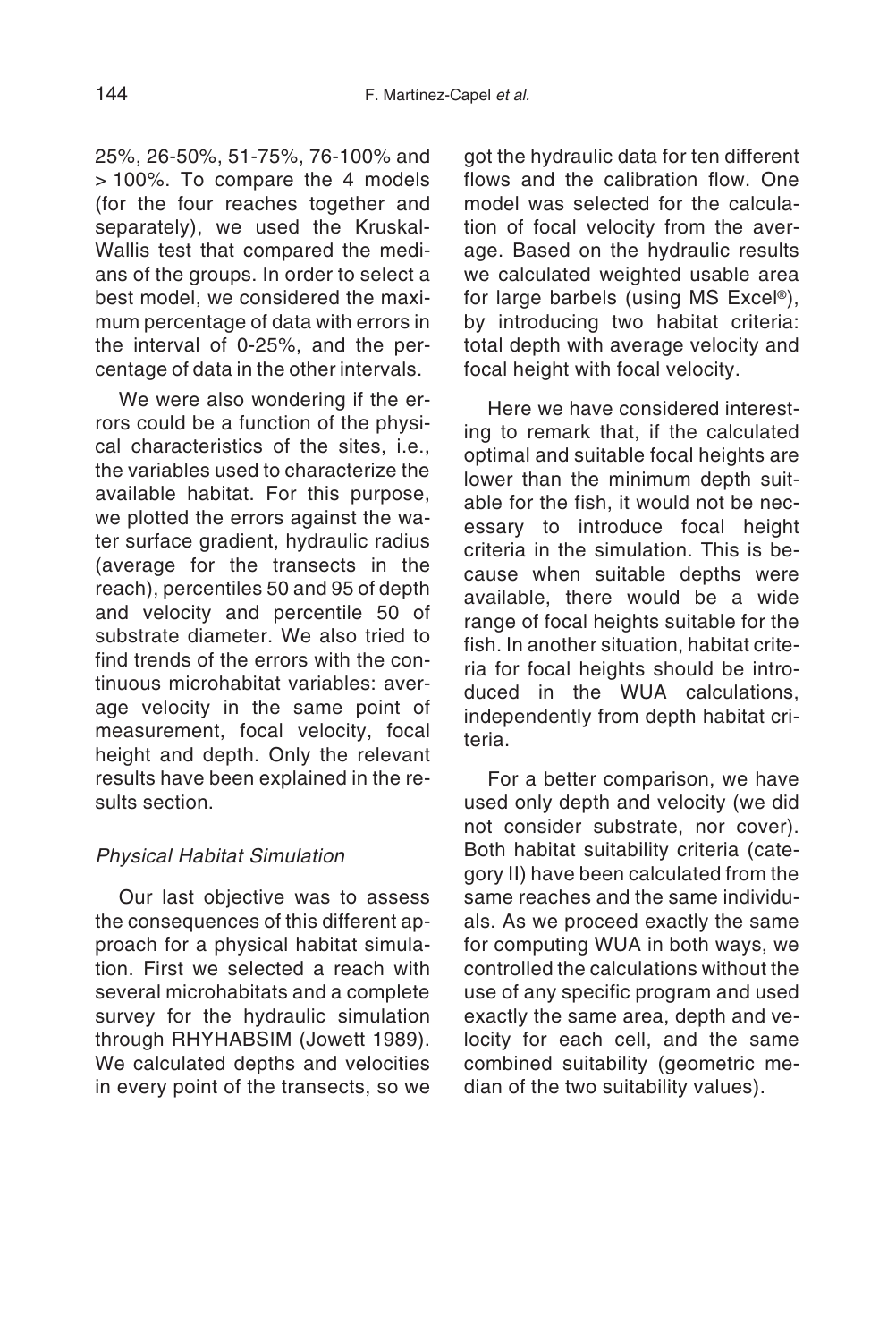25%, 26-50%, 51-75%, 76-100% and > 100%. To compare the 4 models (for the four reaches together and separately), we used the Kruskal-Wallis test that compared the medians of the groups. In order to select a best model, we considered the maximum percentage of data with errors in the interval of 0-25%, and the percentage of data in the other intervals.

We were also wondering if the errors could be a function of the physical characteristics of the sites, i.e., the variables used to characterize the available habitat. For this purpose, we plotted the errors against the water surface gradient, hydraulic radius (average for the transects in the reach), percentiles 50 and 95 of depth and velocity and percentile 50 of substrate diameter. We also tried to find trends of the errors with the continuous microhabitat variables: average velocity in the same point of measurement, focal velocity, focal height and depth. Only the relevant results have been explained in the results section.

### *Physical Habitat Simulation*

Our last objective was to assess the consequences of this different approach for a physical habitat simulation. First we selected a reach with several microhabitats and a complete survey for the hydraulic simulation through RHYHABSIM (Jowett 1989). We calculated depths and velocities in every point of the transects, so we got the hydraulic data for ten different flows and the calibration flow. One model was selected for the calculation of focal velocity from the average. Based on the hydraulic results we calculated weighted usable area for large barbels (using MS Excel®), by introducing two habitat criteria: total depth with average velocity and focal height with focal velocity.

Here we have considered interesting to remark that, if the calculated optimal and suitable focal heights are lower than the minimum depth suitable for the fish, it would not be necessary to introduce focal height criteria in the simulation. This is because when suitable depths were available, there would be a wide range of focal heights suitable for the fish. In another situation, habitat criteria for focal heights should be introduced in the WUA calculations, independently from depth habitat criteria.

For a better comparison, we have used only depth and velocity (we did not consider substrate, nor cover). Both habitat suitability criteria (category II) have been calculated from the same reaches and the same individuals. As we proceed exactly the same for computing WUA in both ways, we controlled the calculations without the use of any specific program and used exactly the same area, depth and velocity for each cell, and the same combined suitability (geometric median of the two suitability values).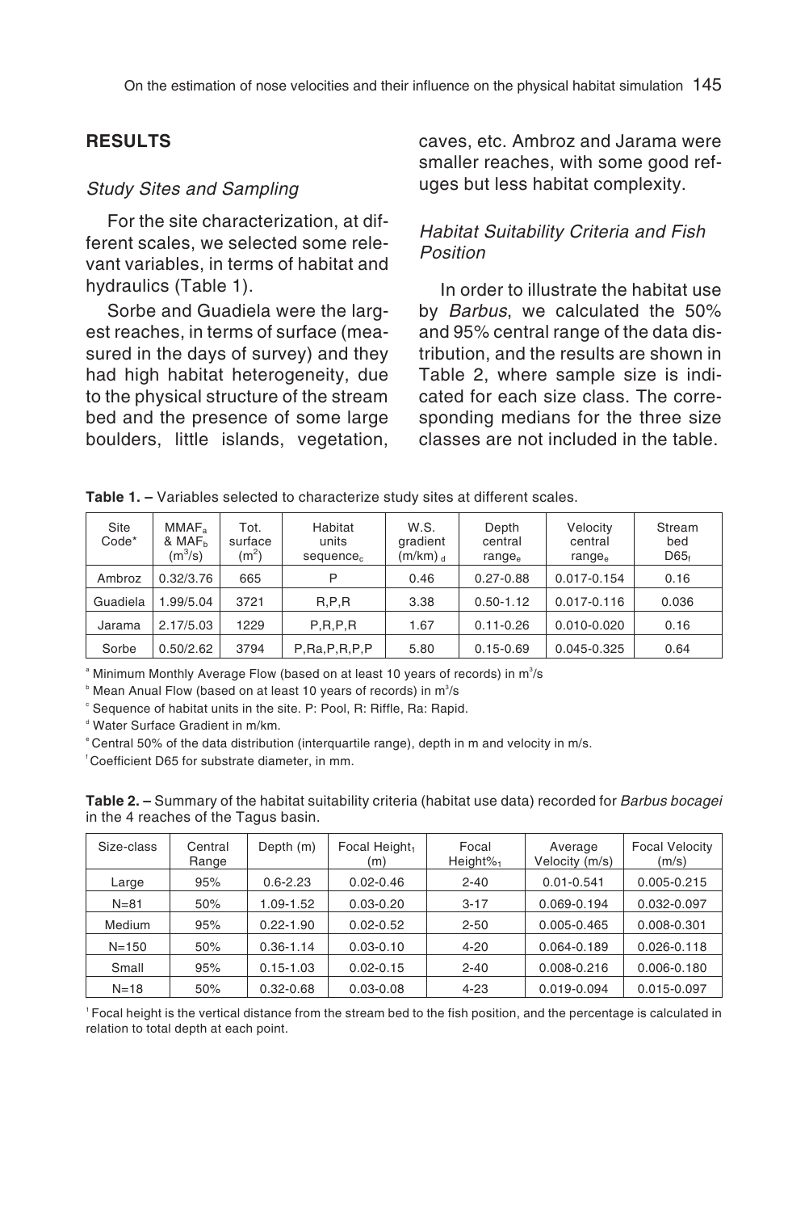## RESULTS

### *Study Sites and Sampling*

For the site characterization, at different scales, we selected some relevant variables, in terms of habitat and hydraulics (Table 1).

Sorbe and Guadiela were the largest reaches, in terms of surface (measured in the days of survey) and they had high habitat heterogeneity, due to the physical structure of the stream bed and the presence of some large boulders, little islands, vegetation, caves, etc. Ambroz and Jarama were smaller reaches, with some good refuges but less habitat complexity.

### *Habitat Suitability Criteria and Fish Position*

In order to illustrate the habitat use by *Barbus*, we calculated the 50% and 95% central range of the data distribution, and the results are shown in Table 2, where sample size is indicated for each size class. The corresponding medians for the three size classes are not included in the table.

**Table 1. –** Variables selected to characterize study sites at different scales.

| Site Code* | $MMAF_a$ & $MAF_b$ ($m^3$/s) | Tot. surface ($m^2$) | Habitat units $sequence_c$ | W.S. gradient (m/km) $_d$ | Depth central $range_e$ | Velocity central $range_e$ | Stream bed $D65_f$ |
|---|---|---|---|---|---|---|---|
| Ambroz | 0.32/3.76 | 665 | P | 0.46 | 0.27-0.88 | 0.017-0.154 | 0.16 |
| Guadiela | 1.99/5.04 | 3721 | R,P,R | 3.38 | 0.50-1.12 | 0.017-0.116 | 0.036 |
| Jarama | 2.17/5.03 | 1229 | P,R,P,R | 1.67 | 0.11-0.26 | 0.010-0.020 | 0.16 |
| Sorbe | 0.50/2.62 | 3794 | P,Ra,P,R,P,P | 5.80 | 0.15-0.69 | 0.045-0.325 | 0.64 |

[a] Minimum Monthly Average Flow (based on at least 10 years of records) in $m^3$/s

[b] Mean Anual Flow (based on at least 10 years of records) in $m^3$/s

[c] Sequence of habitat units in the site. P: Pool, R: Riffle, Ra: Rapid.

[d] Water Surface Gradient in m/km.

[e] Central 50% of the data distribution (interquartile range), depth in m and velocity in m/s.

[f] Coefficient D65 for substrate diameter, in mm.

**Table 2. –** Summary of the habitat suitability criteria (habitat use data) recorded for *Barbus bocagei* in the 4 reaches of the Tagus basin.

| Size-class | Central Range | Depth (m) | Focal $Height_1$ (m) | Focal $Height\%_1$ | Average Velocity (m/s) | Focal Velocity (m/s) |
|---|---|---|---|---|---|---|
| Large | 95% | 0.6-2.23 | 0.02-0.46 | 2-40 | 0.01-0.541 | 0.005-0.215 |
| N=81 | 50% | 1.09-1.52 | 0.03-0.20 | 3-17 | 0.069-0.194 | 0.032-0.097 |
| Medium | 95% | 0.22-1.90 | 0.02-0.52 | 2-50 | 0.005-0.465 | 0.008-0.301 |
| N=150 | 50% | 0.36-1.14 | 0.03-0.10 | 4-20 | 0.064-0.189 | 0.026-0.118 |
| Small | 95% | 0.15-1.03 | 0.02-0.15 | 2-40 | 0.008-0.216 | 0.006-0.180 |
| N=18 | 50% | 0.32-0.68 | 0.03-0.08 | 4-23 | 0.019-0.094 | 0.015-0.097 |

[1] Focal height is the vertical distance from the stream bed to the fish position, and the percentage is calculated in relation to total depth at each point.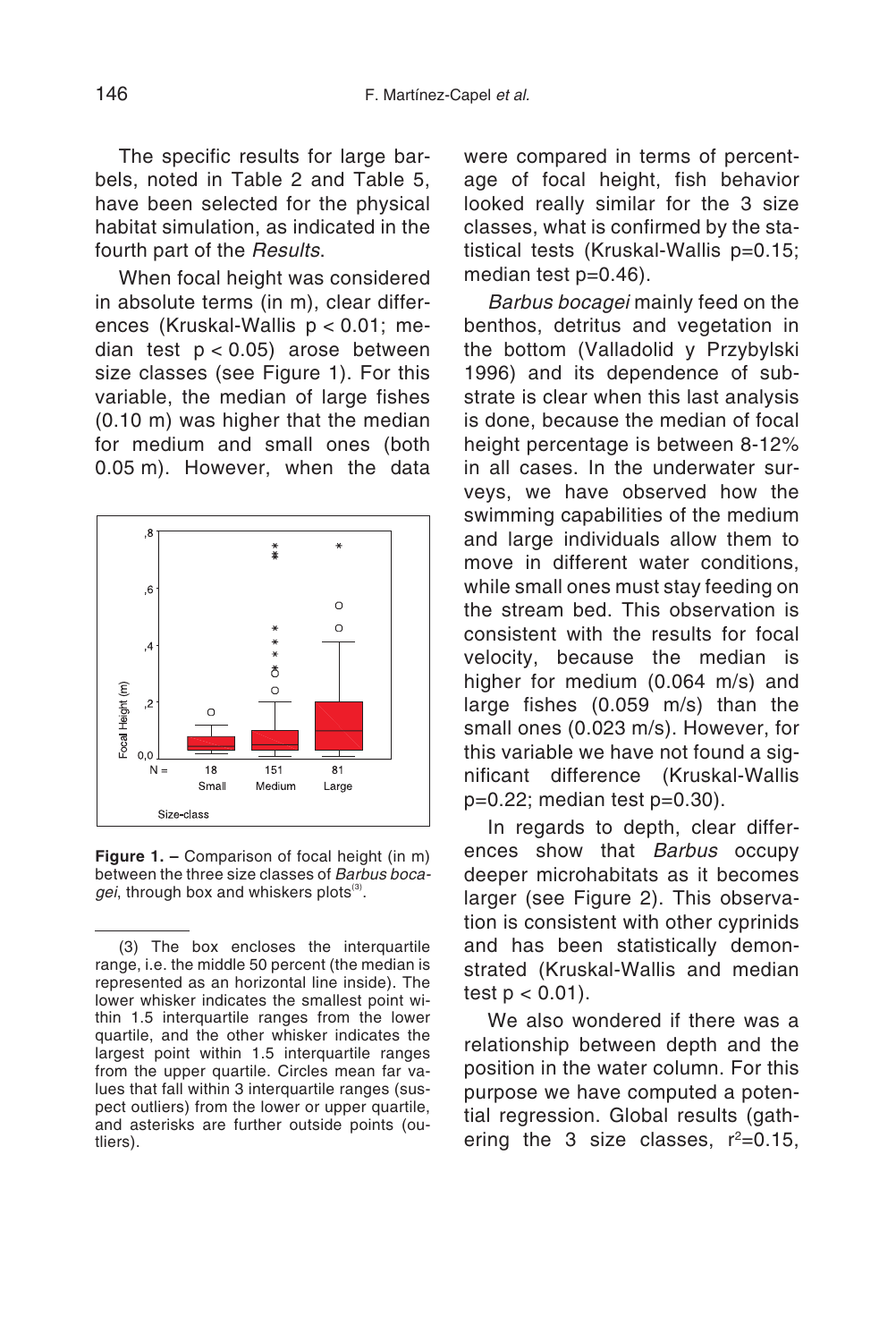The specific results for large barbels, noted in Table 2 and Table 5, have been selected for the physical habitat simulation, as indicated in the fourth part of the *Results*.

When focal height was considered in absolute terms (in m), clear differences (Kruskal-Wallis $p < 0.01$; median test $p < 0.05$) arose between size classes (see Figure 1). For this variable, the median of large fishes (0.10 m) was higher that the median for medium and small ones (both 0.05 m). However, when the data were compared in terms of percentage of focal height, fish behavior looked really similar for the 3 size classes, what is confirmed by the statistical tests (Kruskal-Wallis p=0.15; median test p=0.46).

**Figure 1. –** Comparison of focal height (in m) between the three size classes of *Barbus bocagei*, through box and whiskers plots[3].

*Barbus bocagei* mainly feed on the benthos, detritus and vegetation in the bottom (Valladolid y Przybylski 1996) and its dependence of substrate is clear when this last analysis is done, because the median of focal height percentage is between 8-12% in all cases. In the underwater surveys, we have observed how the swimming capabilities of the medium and large individuals allow them to move in different water conditions, while small ones must stay feeding on the stream bed. This observation is consistent with the results for focal velocity, because the median is higher for medium (0.064 m/s) and large fishes (0.059 m/s) than the small ones (0.023 m/s). However, for this variable we have not found a significant difference (Kruskal-Wallis p=0.22; median test p=0.30).

In regards to depth, clear differences show that *Barbus* occupy deeper microhabitats as it becomes larger (see Figure 2). This observation is consistent with other cyprinids and has been statistically demonstrated (Kruskal-Wallis and median test $p < 0.01$).

We also wondered if there was a relationship between depth and the position in the water column. For this purpose we have computed a potential regression. Global results (gathering the 3 size classes, $r^2$=0.15,

---

(3) The box encloses the interquartile range, i.e. the middle 50 percent (the median is represented as an horizontal line inside). The lower whisker indicates the smallest point within 1.5 interquartile ranges from the lower quartile, and the other whisker indicates the largest point within 1.5 interquartile ranges from the upper quartile. Circles mean far values that fall within 3 interquartile ranges (suspect outliers) from the lower or upper quartile, and asterisks are further outside points (outliers).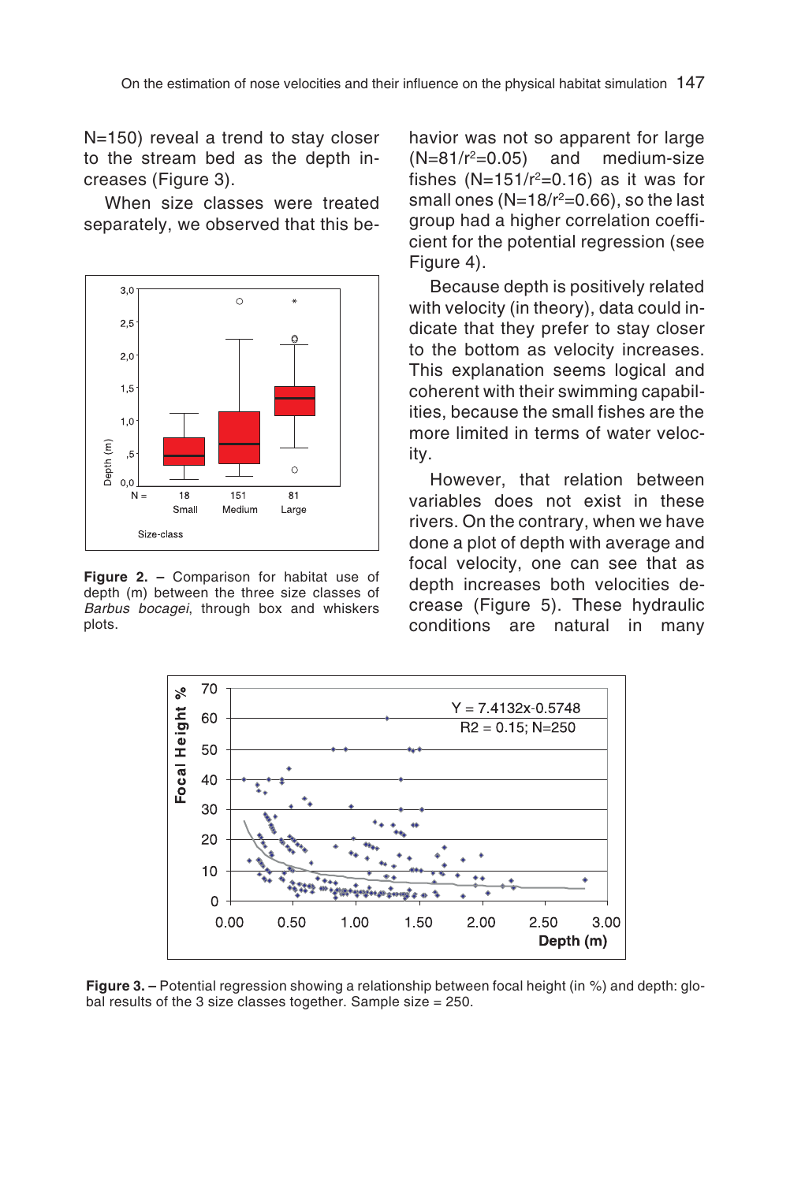N=150) reveal a trend to stay closer to the stream bed as the depth increases (Figure 3).

When size classes were treated separately, we observed that this behavior was not so apparent for large ($N=81/r^2=0.05$) and medium-size fishes ($N=151/r^2=0.16$) as it was for small ones ($N=18/r^2=0.66$), so the last group had a higher correlation coefficient for the potential regression (see Figure 4).

Because depth is positively related with velocity (in theory), data could indicate that they prefer to stay closer to the bottom as velocity increases. This explanation seems logical and coherent with their swimming capabilities, because the small fishes are the more limited in terms of water velocity.

However, that relation between variables does not exist in these rivers. On the contrary, when we have done a plot of depth with average and focal velocity, one can see that as depth increases both velocities decrease (Figure 5). These hydraulic conditions are natural in many

**Figure 2. –** Comparison for habitat use of depth (m) between the three size classes of *Barbus bocagei*, through box and whiskers plots.

**Figure 3. –** Potential regression showing a relationship between focal height (in %) and depth: global results of the 3 size classes together. Sample size = 250.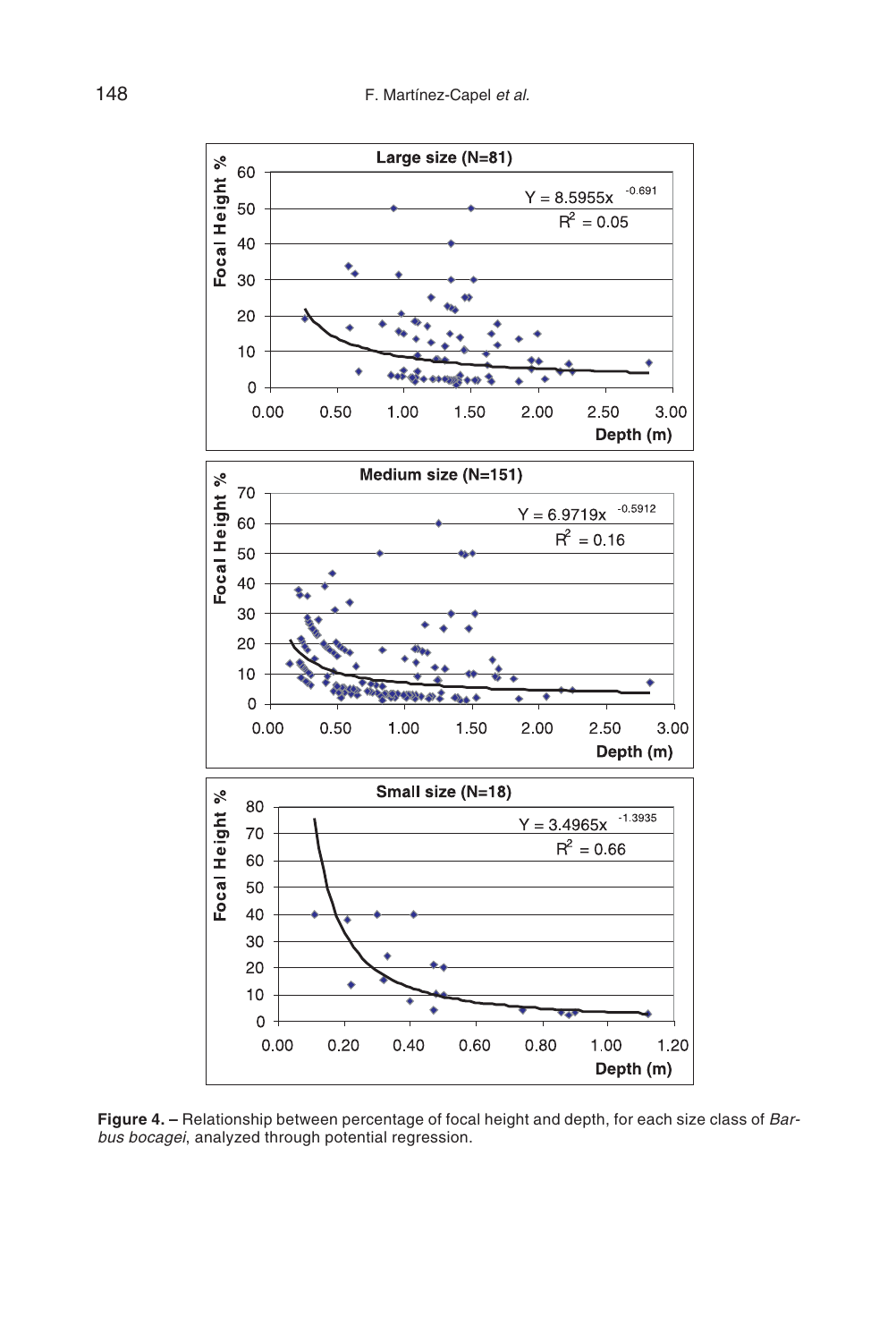**Figure 4. –** Relationship between percentage of focal height and depth, for each size class of *Barbus bocagei*, analyzed through potential regression.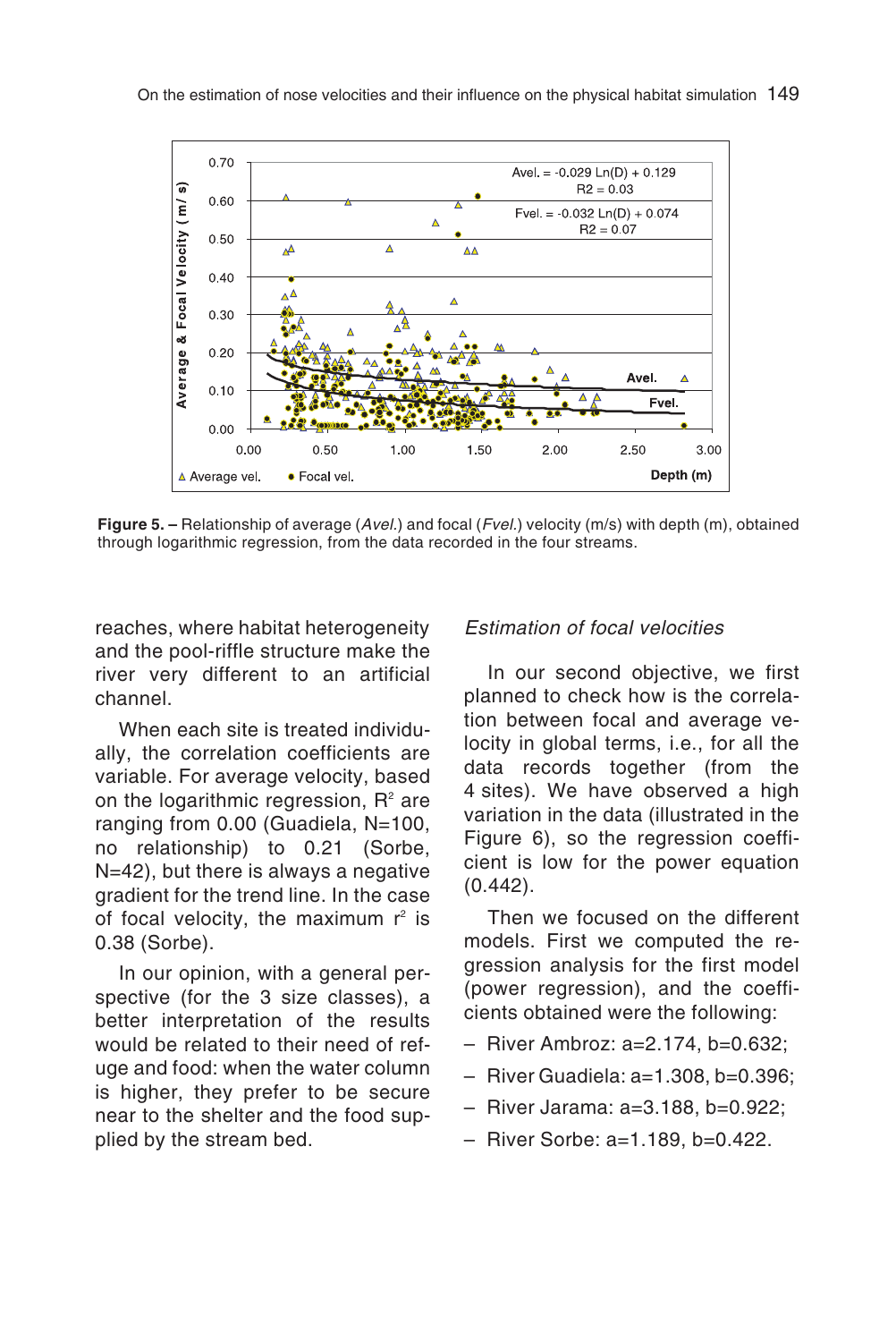Figure 5. – Relationship of average (*Avel.*) and focal (*Fvel.*) velocity (m/s) with depth (m), obtained through logarithmic regression, from the data recorded in the four streams.

reaches, where habitat heterogeneity and the pool-riffle structure make the river very different to an artificial channel.

When each site is treated individually, the correlation coefficients are variable. For average velocity, based on the logarithmic regression, $R^2$ are ranging from 0.00 (Guadiela, N=100, no relationship) to 0.21 (Sorbe, N=42), but there is always a negative gradient for the trend line. In the case of focal velocity, the maximum $r^2$ is 0.38 (Sorbe).

In our opinion, with a general perspective (for the 3 size classes), a better interpretation of the results would be related to their need of refuge and food: when the water column is higher, they prefer to be secure near to the shelter and the food supplied by the stream bed.

### *Estimation of focal velocities*

In our second objective, we first planned to check how is the correlation between focal and average velocity in global terms, i.e., for all the data records together (from the 4 sites). We have observed a high variation in the data (illustrated in the Figure 6), so the regression coefficient is low for the power equation (0.442).

Then we focused on the different models. First we computed the regression analysis for the first model (power regression), and the coefficients obtained were the following:

- River Ambroz: a=2.174, b=0.632;
- River Guadiela: a=1.308, b=0.396;
- River Jarama: a=3.188, b=0.922;
- River Sorbe: a=1.189, b=0.422.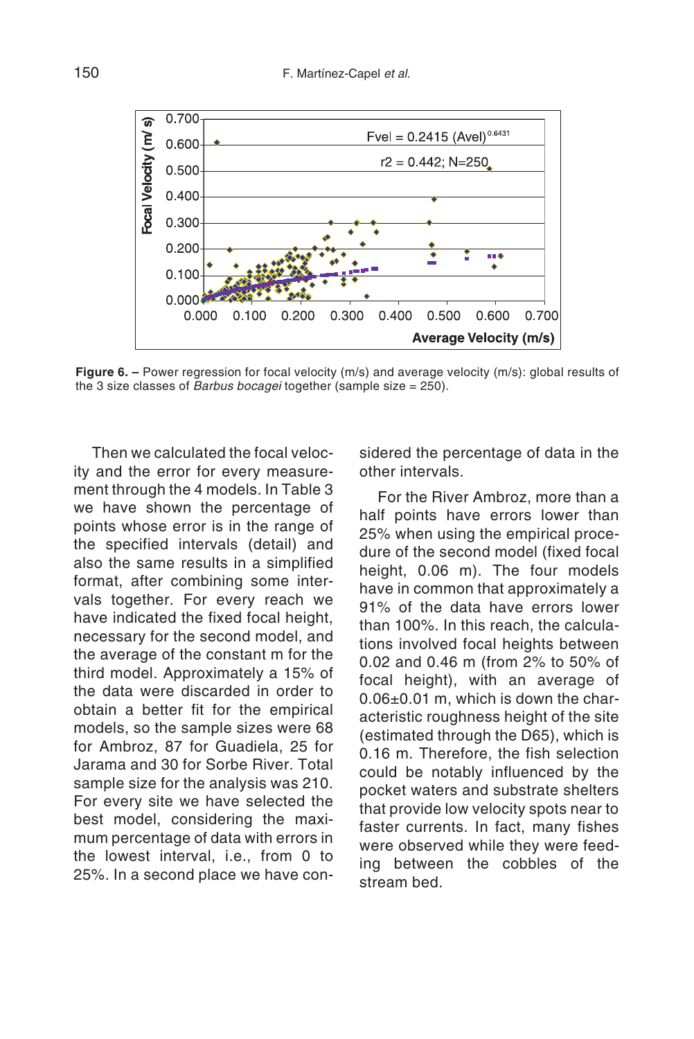**Figure 6. –** Power regression for focal velocity (m/s) and average velocity (m/s): global results of the 3 size classes of *Barbus bocagei* together (sample size = 250).

Then we calculated the focal velocity and the error for every measurement through the 4 models. In Table 3 we have shown the percentage of points whose error is in the range of the specified intervals (detail) and also the same results in a simplified format, after combining some intervals together. For every reach we have indicated the fixed focal height, necessary for the second model, and the average of the constant m for the third model. Approximately a 15% of the data were discarded in order to obtain a better fit for the empirical models, so the sample sizes were 68 for Ambroz, 87 for Guadiela, 25 for Jarama and 30 for Sorbe River. Total sample size for the analysis was 210. For every site we have selected the best model, considering the maximum percentage of data with errors in the lowest interval, i.e., from 0 to 25%. In a second place we have considered the percentage of data in the other intervals.

For the River Ambroz, more than a half points have errors lower than 25% when using the empirical procedure of the second model (fixed focal height, 0.06 m). The four models have in common that approximately a 91% of the data have errors lower than 100%. In this reach, the calculations involved focal heights between 0.02 and 0.46 m (from 2% to 50% of focal height), with an average of 0.06±0.01 m, which is down the characteristic roughness height of the site (estimated through the D65), which is 0.16 m. Therefore, the fish selection could be notably influenced by the pocket waters and substrate shelters that provide low velocity spots near to faster currents. In fact, many fishes were observed while they were feeding between the cobbles of the stream bed.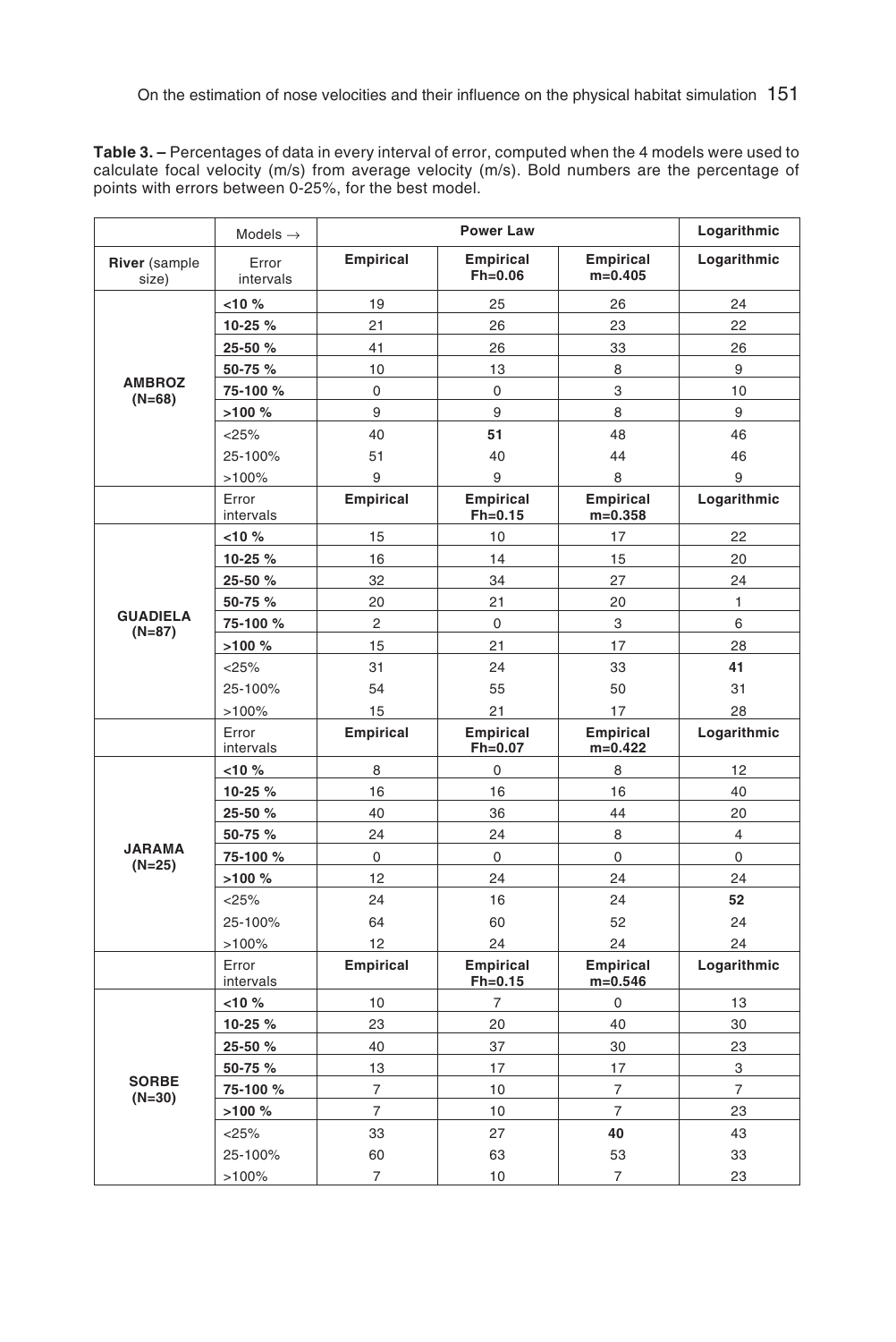**Table 3. –** Percentages of data in every interval of error, computed when the 4 models were used to calculate focal velocity (m/s) from average velocity (m/s). Bold numbers are the percentage of points with errors between 0-25%, for the best model.

| | Models → | Power Law | | | Logarithmic |
|---|---|---|---|---|---|
| **River** (sample size) | Error intervals | **Empirical** | **Empirical Fh=0.06** | **Empirical m=0.405** | **Logarithmic** |
| **AMBROZ (N=68)** | **<10 %** | 19 | 25 | 26 | 24 |
| | **10-25 %** | 21 | 26 | 23 | 22 |
| | **25-50 %** | 41 | 26 | 33 | 26 |
| | **50-75 %** | 10 | 13 | 8 | 9 |
| | **75-100 %** | 0 | 0 | 3 | 10 |
| | **>100 %** | 9 | 9 | 8 | 9 |
| | <25% | 40 | **51** | 48 | 46 |
| | 25-100% | 51 | 40 | 44 | 46 |
| | >100% | 9 | 9 | 8 | 9 |
| | Error intervals | **Empirical** | **Empirical Fh=0.15** | **Empirical m=0.358** | **Logarithmic** |
| **GUADIELA (N=87)** | **<10 %** | 15 | 10 | 17 | 22 |
| | **10-25 %** | 16 | 14 | 15 | 20 |
| | **25-50 %** | 32 | 34 | 27 | 24 |
| | **50-75 %** | 20 | 21 | 20 | 1 |
| | **75-100 %** | 2 | 0 | 3 | 6 |
| | **>100 %** | 15 | 21 | 17 | 28 |
| | <25% | 31 | 24 | 33 | **41** |
| | 25-100% | 54 | 55 | 50 | 31 |
| | >100% | 15 | 21 | 17 | 28 |
| | Error intervals | **Empirical** | **Empirical Fh=0.07** | **Empirical m=0.422** | **Logarithmic** |
| **JARAMA (N=25)** | **<10 %** | 8 | 0 | 8 | 12 |
| | **10-25 %** | 16 | 16 | 16 | 40 |
| | **25-50 %** | 40 | 36 | 44 | 20 |
| | **50-75 %** | 24 | 24 | 8 | 4 |
| | **75-100 %** | 0 | 0 | 0 | 0 |
| | **>100 %** | 12 | 24 | 24 | 24 |
| | <25% | 24 | 16 | 24 | **52** |
| | 25-100% | 64 | 60 | 52 | 24 |
| | >100% | 12 | 24 | 24 | 24 |
| | Error intervals | **Empirical** | **Empirical Fh=0.15** | **Empirical m=0.546** | **Logarithmic** |
| **SORBE (N=30)** | **<10 %** | 10 | 7 | 0 | 13 |
| | **10-25 %** | 23 | 20 | 40 | 30 |
| | **25-50 %** | 40 | 37 | 30 | 23 |
| | **50-75 %** | 13 | 17 | 17 | 3 |
| | **75-100 %** | 7 | 10 | 7 | 7 |
| | **>100 %** | 7 | 10 | 7 | 23 |
| | <25% | 33 | 27 | **40** | 43 |
| | 25-100% | 60 | 63 | 53 | 33 |
| | >100% | 7 | 10 | 7 | 23 |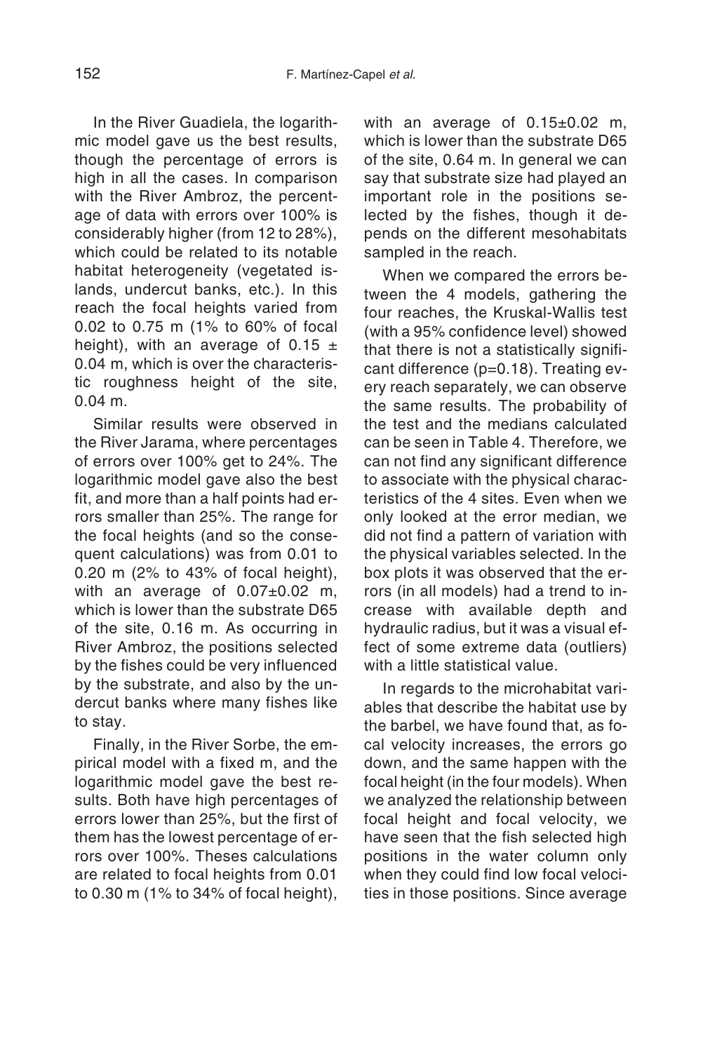In the River Guadiela, the logarithmic model gave us the best results, though the percentage of errors is high in all the cases. In comparison with the River Ambroz, the percentage of data with errors over 100% is considerably higher (from 12 to 28%), which could be related to its notable habitat heterogeneity (vegetated islands, undercut banks, etc.). In this reach the focal heights varied from 0.02 to 0.75 m (1% to 60% of focal height), with an average of 0.15 ± 0.04 m, which is over the characteristic roughness height of the site, 0.04 m.

Similar results were observed in the River Jarama, where percentages of errors over 100% get to 24%. The logarithmic model gave also the best fit, and more than a half points had errors smaller than 25%. The range for the focal heights (and so the consequent calculations) was from 0.01 to 0.20 m (2% to 43% of focal height), with an average of 0.07±0.02 m, which is lower than the substrate D65 of the site, 0.16 m. As occurring in River Ambroz, the positions selected by the fishes could be very influenced by the substrate, and also by the undercut banks where many fishes like to stay.

Finally, in the River Sorbe, the empirical model with a fixed m, and the logarithmic model gave the best results. Both have high percentages of errors lower than 25%, but the first of them has the lowest percentage of errors over 100%. Theses calculations are related to focal heights from 0.01 to 0.30 m (1% to 34% of focal height), with an average of 0.15±0.02 m, which is lower than the substrate D65 of the site, 0.64 m. In general we can say that substrate size had played an important role in the positions selected by the fishes, though it depends on the different mesohabitats sampled in the reach.

When we compared the errors between the 4 models, gathering the four reaches, the Kruskal-Wallis test (with a 95% confidence level) showed that there is not a statistically significant difference ($p=0.18$). Treating every reach separately, we can observe the same results. The probability of the test and the medians calculated can be seen in Table 4. Therefore, we can not find any significant difference to associate with the physical characteristics of the 4 sites. Even when we only looked at the error median, we did not find a pattern of variation with the physical variables selected. In the box plots it was observed that the errors (in all models) had a trend to increase with available depth and hydraulic radius, but it was a visual effect of some extreme data (outliers) with a little statistical value.

In regards to the microhabitat variables that describe the habitat use by the barbel, we have found that, as focal velocity increases, the errors go down, and the same happen with the focal height (in the four models). When we analyzed the relationship between focal height and focal velocity, we have seen that the fish selected high positions in the water column only when they could find low focal velocities in those positions. Since average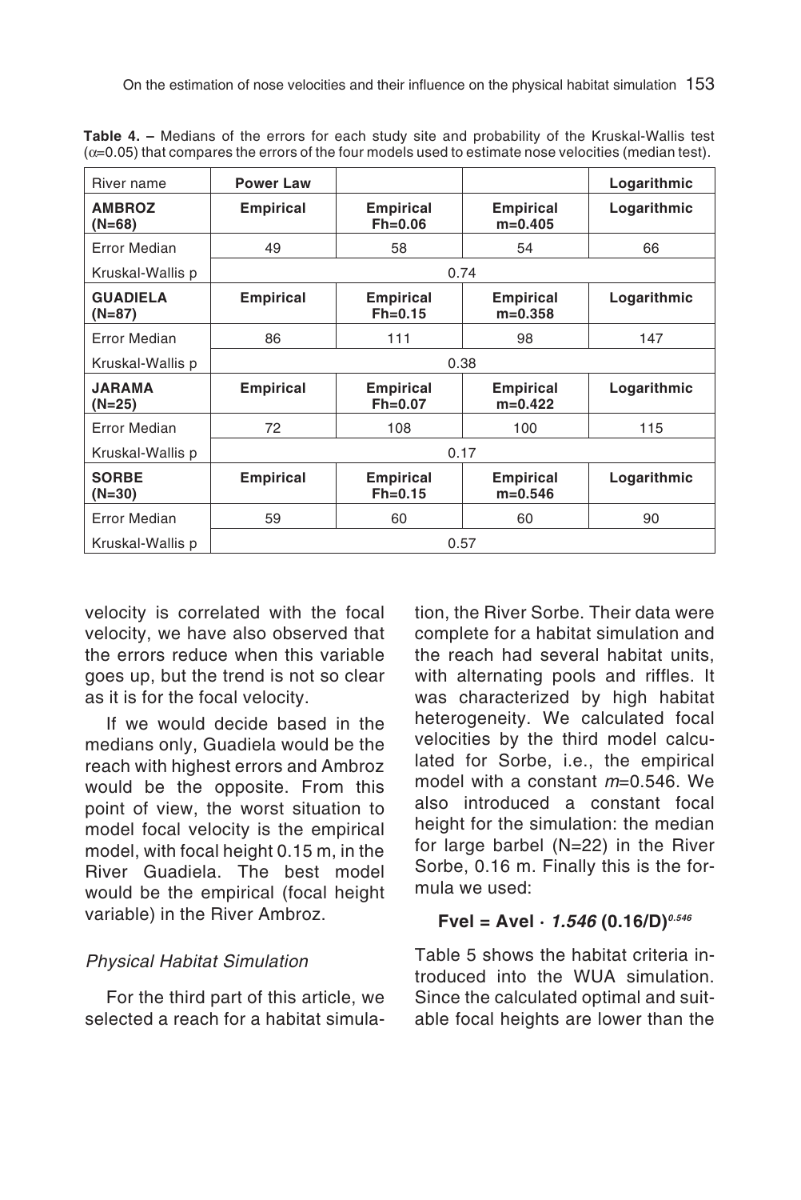**Table 4. –** Medians of the errors for each study site and probability of the Kruskal-Wallis test ($\alpha$=0.05) that compares the errors of the four models used to estimate nose velocities (median test).

| River name | Power Law | | | Logarithmic |
|---|---|---|---|---|
| **AMBROZ (N=68)** | **Empirical** | **Empirical Fh=0.06** | **Empirical m=0.405** | **Logarithmic** |
| Error Median | 49 | 58 | 54 | 66 |
| Kruskal-Wallis p | 0.74 | | | |
| **GUADIELA (N=87)** | **Empirical** | **Empirical Fh=0.15** | **Empirical m=0.358** | **Logarithmic** |
| Error Median | 86 | 111 | 98 | 147 |
| Kruskal-Wallis p | 0.38 | | | |
| **JARAMA (N=25)** | **Empirical** | **Empirical Fh=0.07** | **Empirical m=0.422** | **Logarithmic** |
| Error Median | 72 | 108 | 100 | 115 |
| Kruskal-Wallis p | 0.17 | | | |
| **SORBE (N=30)** | **Empirical** | **Empirical Fh=0.15** | **Empirical m=0.546** | **Logarithmic** |
| Error Median | 59 | 60 | 60 | 90 |
| Kruskal-Wallis p | 0.57 | | | |

velocity is correlated with the focal velocity, we have also observed that the errors reduce when this variable goes up, but the trend is not so clear as it is for the focal velocity.

If we would decide based in the medians only, Guadiela would be the reach with highest errors and Ambroz would be the opposite. From this point of view, the worst situation to model focal velocity is the empirical model, with focal height 0.15 m, in the River Guadiela. The best model would be the empirical (focal height variable) in the River Ambroz.

### *Physical Habitat Simulation*

For the third part of this article, we selected a reach for a habitat simulation, the River Sorbe. Their data were complete for a habitat simulation and the reach had several habitat units, with alternating pools and riffles. It was characterized by high habitat heterogeneity. We calculated focal velocities by the third model calculated for Sorbe, i.e., the empirical model with a constant $m$=0.546. We also introduced a constant focal height for the simulation: the median for large barbel (N=22) in the River Sorbe, 0.16 m. Finally this is the formula we used:

$$\mathbf{Fvel = Avel \cdot \mathit{1.546}\,(0.16/D)^{\mathit{0.546}}}$$

Table 5 shows the habitat criteria introduced into the WUA simulation. Since the calculated optimal and suitable focal heights are lower than the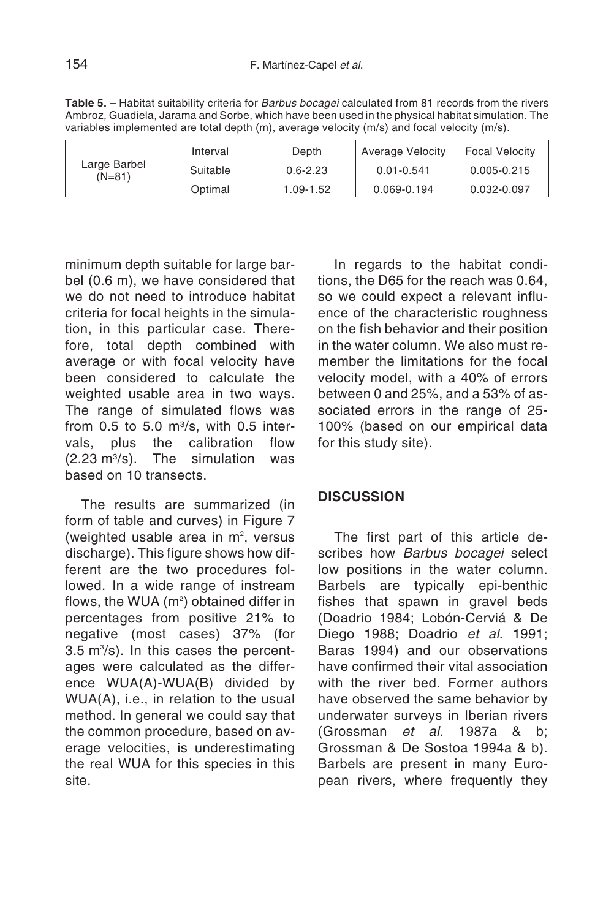**Table 5.** – Habitat suitability criteria for *Barbus bocagei* calculated from 81 records from the rivers Ambroz, Guadiela, Jarama and Sorbe, which have been used in the physical habitat simulation. The variables implemented are total depth (m), average velocity (m/s) and focal velocity (m/s).

| | Interval | Depth | Average Velocity | Focal Velocity |
|---|---|---|---|---|
| Large Barbel (N=81) | Suitable | 0.6-2.23 | 0.01-0.541 | 0.005-0.215 |
| | Optimal | 1.09-1.52 | 0.069-0.194 | 0.032-0.097 |

minimum depth suitable for large barbel (0.6 m), we have considered that we do not need to introduce habitat criteria for focal heights in the simulation, in this particular case. Therefore, total depth combined with average or with focal velocity have been considered to calculate the weighted usable area in two ways. The range of simulated flows was from 0.5 to 5.0 $m^3$/s, with 0.5 intervals, plus the calibration flow (2.23 $m^3$/s). The simulation was based on 10 transects.

The results are summarized (in form of table and curves) in Figure 7 (weighted usable area in $m^2$, versus discharge). This figure shows how different are the two procedures followed. In a wide range of instream flows, the WUA ($m^2$) obtained differ in percentages from positive 21% to negative (most cases) 37% (for 3.5 $m^3$/s). In this cases the percentages were calculated as the difference WUA(A)-WUA(B) divided by WUA(A), i.e., in relation to the usual method. In general we could say that the common procedure, based on average velocities, is underestimating the real WUA for this species in this site.

In regards to the habitat conditions, the D65 for the reach was 0.64, so we could expect a relevant influence of the characteristic roughness on the fish behavior and their position in the water column. We also must remember the limitations for the focal velocity model, with a 40% of errors between 0 and 25%, and a 53% of associated errors in the range of 25-100% (based on our empirical data for this study site).

## DISCUSSION

The first part of this article describes how *Barbus bocagei* select low positions in the water column. Barbels are typically epi-benthic fishes that spawn in gravel beds (Doadrio 1984; Lobón-Cerviá & De Diego 1988; Doadrio *et al*. 1991; Baras 1994) and our observations have confirmed their vital association with the river bed. Former authors have observed the same behavior by underwater surveys in Iberian rivers (Grossman *et al*. 1987a & b; Grossman & De Sostoa 1994a & b). Barbels are present in many European rivers, where frequently they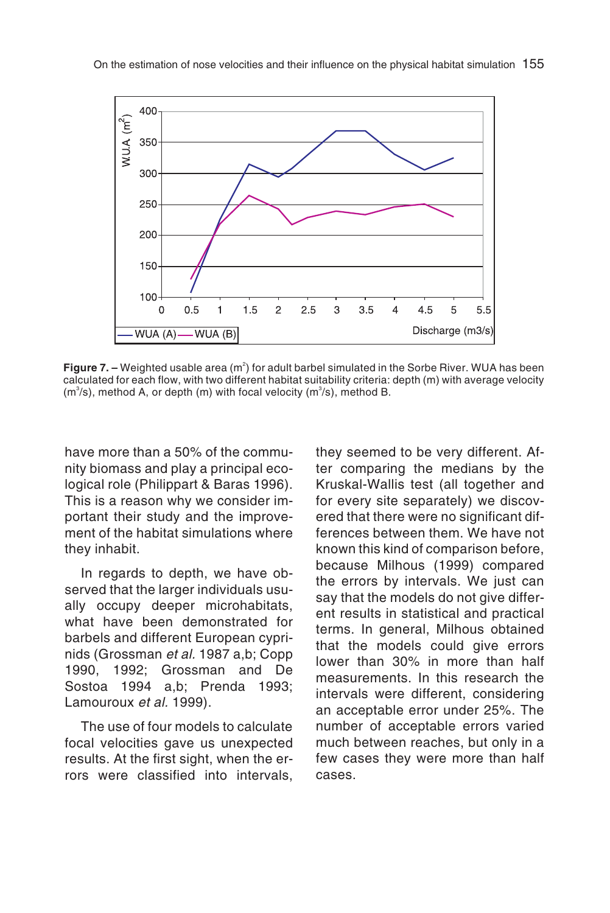**Figure 7. –** Weighted usable area ($m^2$) for adult barbel simulated in the Sorbe River. WUA has been calculated for each flow, with two different habitat suitability criteria: depth (m) with average velocity ($m^3$/s), method A, or depth (m) with focal velocity ($m^3$/s), method B.

have more than a 50% of the community biomass and play a principal ecological role (Philippart & Baras 1996). This is a reason why we consider important their study and the improvement of the habitat simulations where they inhabit.

In regards to depth, we have observed that the larger individuals usually occupy deeper microhabitats, what have been demonstrated for barbels and different European cyprinids (Grossman *et al.* 1987 a,b; Copp 1990, 1992; Grossman and De Sostoa 1994 a,b; Prenda 1993; Lamouroux *et al.* 1999).

The use of four models to calculate focal velocities gave us unexpected results. At the first sight, when the errors were classified into intervals, they seemed to be very different. After comparing the medians by the Kruskal-Wallis test (all together and for every site separately) we discovered that there were no significant differences between them. We have not known this kind of comparison before, because Milhous (1999) compared the errors by intervals. We just can say that the models do not give different results in statistical and practical terms. In general, Milhous obtained that the models could give errors lower than 30% in more than half measurements. In this research the intervals were different, considering an acceptable error under 25%. The number of acceptable errors varied much between reaches, but only in a few cases they were more than half cases.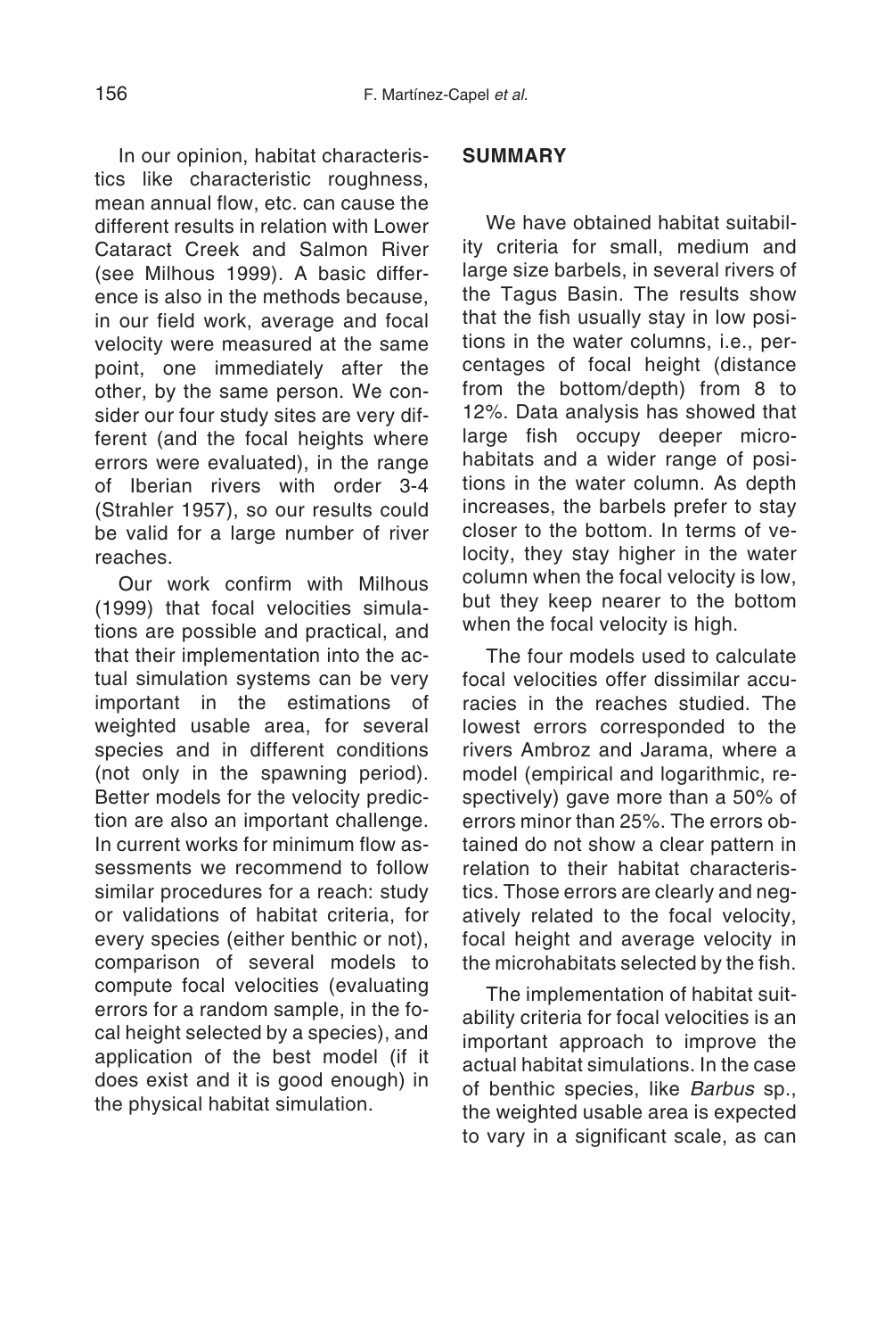In our opinion, habitat characteristics like characteristic roughness, mean annual flow, etc. can cause the different results in relation with Lower Cataract Creek and Salmon River (see Milhous 1999). A basic difference is also in the methods because, in our field work, average and focal velocity were measured at the same point, one immediately after the other, by the same person. We consider our four study sites are very different (and the focal heights where errors were evaluated), in the range of Iberian rivers with order 3-4 (Strahler 1957), so our results could be valid for a large number of river reaches.

Our work confirm with Milhous (1999) that focal velocities simulations are possible and practical, and that their implementation into the actual simulation systems can be very important in the estimations of weighted usable area, for several species and in different conditions (not only in the spawning period). Better models for the velocity prediction are also an important challenge. In current works for minimum flow assessments we recommend to follow similar procedures for a reach: study or validations of habitat criteria, for every species (either benthic or not), comparison of several models to compute focal velocities (evaluating errors for a random sample, in the focal height selected by a species), and application of the best model (if it does exist and it is good enough) in the physical habitat simulation.

## SUMMARY

We have obtained habitat suitability criteria for small, medium and large size barbels, in several rivers of the Tagus Basin. The results show that the fish usually stay in low positions in the water columns, i.e., percentages of focal height (distance from the bottom/depth) from 8 to 12%. Data analysis has showed that large fish occupy deeper microhabitats and a wider range of positions in the water column. As depth increases, the barbels prefer to stay closer to the bottom. In terms of velocity, they stay higher in the water column when the focal velocity is low, but they keep nearer to the bottom when the focal velocity is high.

The four models used to calculate focal velocities offer dissimilar accuracies in the reaches studied. The lowest errors corresponded to the rivers Ambroz and Jarama, where a model (empirical and logarithmic, respectively) gave more than a 50% of errors minor than 25%. The errors obtained do not show a clear pattern in relation to their habitat characteristics. Those errors are clearly and negatively related to the focal velocity, focal height and average velocity in the microhabitats selected by the fish.

The implementation of habitat suitability criteria for focal velocities is an important approach to improve the actual habitat simulations. In the case of benthic species, like *Barbus* sp., the weighted usable area is expected to vary in a significant scale, as can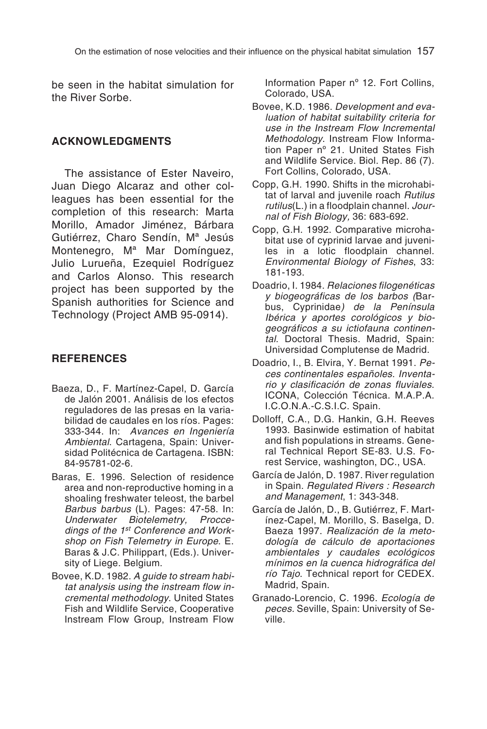be seen in the habitat simulation for the River Sorbe.

## ACKNOWLEDGMENTS

The assistance of Ester Naveiro, Juan Diego Alcaraz and other colleagues has been essential for the completion of this research: Marta Morillo, Amador Jiménez, Bárbara Gutiérrez, Charo Sendín, Mª Jesús Montenegro, Mª Mar Domínguez, Julio Lurueña, Ezequiel Rodríguez and Carlos Alonso. This research project has been supported by the Spanish authorities for Science and Technology (Project AMB 95-0914).

## REFERENCES

Baeza, D., F. Martínez-Capel, D. García de Jalón 2001. Análisis de los efectos reguladores de las presas en la variabilidad de caudales en los ríos. Pages: 333-344. In: *Avances en Ingeniería Ambiental*. Cartagena, Spain: Universidad Politécnica de Cartagena. ISBN: 84-95781-02-6.

Baras, E. 1996. Selection of residence area and non-reproductive homing in a shoaling freshwater teleost, the barbel *Barbus barbus* (L). Pages: 47-58. In: *Underwater Biotelemetry, Proccedings of the 1st Conference and Workshop on Fish Telemetry in Europe*. E. Baras & J.C. Philippart, (Eds.). University of Liege. Belgium.

Bovee, K.D. 1982. *A guide to stream habitat analysis using the instream flow incremental methodology*. United States Fish and Wildlife Service, Cooperative Instream Flow Group, Instream Flow Information Paper nº 12. Fort Collins, Colorado, USA.

Bovee, K.D. 1986. *Development and evaluation of habitat suitability criteria for use in the Instream Flow Incremental Methodology*. Instream Flow Information Paper nº 21. United States Fish and Wildlife Service. Biol. Rep. 86 (7). Fort Collins, Colorado, USA.

Copp, G.H. 1990. Shifts in the microhabitat of larval and juvenile roach *Rutilus rutilus*(L.) in a floodplain channel. *Journal of Fish Biology,* 36: 683-692.

Copp, G.H. 1992. Comparative microhabitat use of cyprinid larvae and juveniles in a lotic floodplain channel. *Environmental Biology of Fishes*, 33: 181-193.

Doadrio, I. 1984. *Relaciones filogenéticas y biogeográficas de los barbos (*Barbus, Cyprinidae*) de la Península Ibérica y aportes corológicos y biogeográficos a su ictiofauna continental*. Doctoral Thesis. Madrid, Spain: Universidad Complutense de Madrid.

Doadrio, I., B. Elvira, Y. Bernat 1991. *Peces continentales españoles. Inventario y clasificación de zonas fluviales*. ICONA, Colección Técnica. M.A.P.A. I.C.O.N.A.-C.S.I.C. Spain.

Dolloff, C.A., D.G. Hankin, G.H. Reeves 1993. Basinwide estimation of habitat and fish populations in streams. General Technical Report SE-83. U.S. Forest Service, washington, DC., USA.

García de Jalón, D. 1987. River regulation in Spain. *Regulated Rivers : Research and Management*, 1: 343-348.

García de Jalón, D., B. Gutiérrez, F. Martínez-Capel, M. Morillo, S. Baselga, D. Baeza 1997. *Realización de la metodología de cálculo de aportaciones ambientales y caudales ecológicos mínimos en la cuenca hidrográfica del río Tajo*. Technical report for CEDEX. Madrid, Spain.

Granado-Lorencio, C. 1996. *Ecología de peces.* Seville, Spain: University of Seville.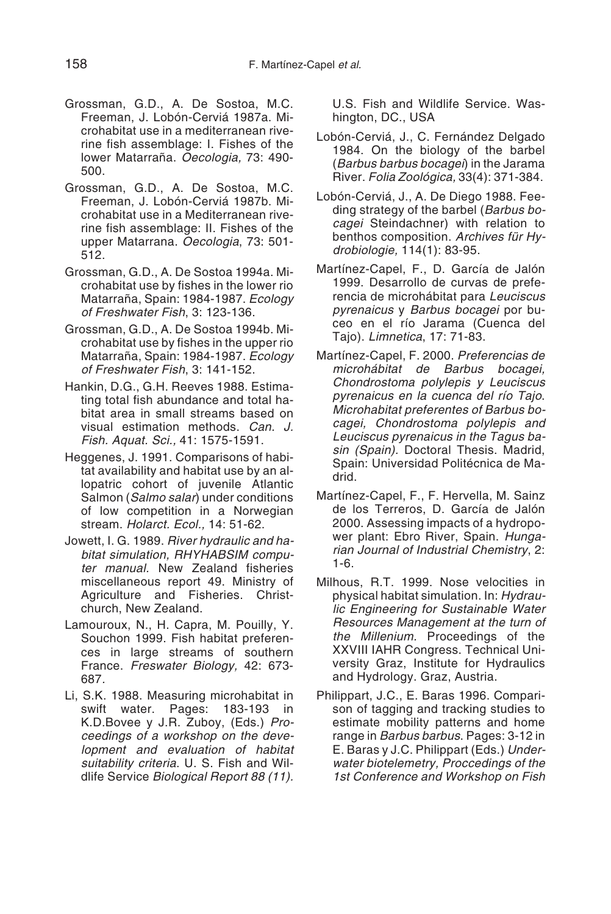Grossman, G.D., A. De Sostoa, M.C. Freeman, J. Lobón-Cerviá 1987a. Microhabitat use in a mediterranean riverine fish assemblage: I. Fishes of the lower Matarraña. *Oecologia,* 73: 490-500.

Grossman, G.D., A. De Sostoa, M.C. Freeman, J. Lobón-Cerviá 1987b. Microhabitat use in a Mediterranean riverine fish assemblage: II. Fishes of the upper Matarrana. *Oecologia*, 73: 501-512.

Grossman, G.D., A. De Sostoa 1994a. Microhabitat use by fishes in the lower rio Matarraña, Spain: 1984-1987. *Ecology of Freshwater Fish*, 3: 123-136.

Grossman, G.D., A. De Sostoa 1994b. Microhabitat use by fishes in the upper rio Matarraña, Spain: 1984-1987. *Ecology of Freshwater Fish*, 3: 141-152.

Hankin, D.G., G.H. Reeves 1988. Estimating total fish abundance and total habitat area in small streams based on visual estimation methods. *Can. J. Fish. Aquat. Sci.,* 41: 1575-1591.

Heggenes, J. 1991. Comparisons of habitat availability and habitat use by an allopatric cohort of juvenile Atlantic Salmon (*Salmo salar*) under conditions of low competition in a Norwegian stream. *Holarct. Ecol.,* 14: 51-62.

Jowett, I. G. 1989. *River hydraulic and habitat simulation, RHYHABSIM computer manual*. New Zealand fisheries miscellaneous report 49. Ministry of Agriculture and Fisheries. Christchurch, New Zealand.

Lamouroux, N., H. Capra, M. Pouilly, Y. Souchon 1999. Fish habitat preferences in large streams of southern France. *Freswater Biology,* 42: 673-687.

Li, S.K. 1988. Measuring microhabitat in swift water. Pages: 183-193 in K.D.Bovee y J.R. Zuboy, (Eds.) *Proceedings of a workshop on the development and evaluation of habitat suitability criteria*. U. S. Fish and Wildlife Service *Biological Report 88 (11).* U.S. Fish and Wildlife Service. Washington, DC., USA

Lobón-Cerviá, J., C. Fernández Delgado 1984. On the biology of the barbel (*Barbus barbus bocagei*) in the Jarama River. *Folia Zoológica,* 33(4): 371-384.

Lobón-Cerviá, J., A. De Diego 1988. Feeding strategy of the barbel (*Barbus bocagei* Steindachner) with relation to benthos composition. *Archives für Hydrobiologie,* 114(1): 83-95.

Martínez-Capel, F., D. García de Jalón 1999. Desarrollo de curvas de preferencia de microhábitat para *Leuciscus pyrenaicus* y *Barbus bocagei* por buceo en el río Jarama (Cuenca del Tajo). *Limnetica*, 17: 71-83.

Martínez-Capel, F. 2000. *Preferencias de microhábitat de Barbus bocagei, Chondrostoma polylepis y Leuciscus pyrenaicus en la cuenca del río Tajo. Microhabitat preferentes of Barbus bocagei, Chondrostoma polylepis and Leuciscus pyrenaicus in the Tagus basin (Spain).* Doctoral Thesis. Madrid, Spain: Universidad Politécnica de Madrid.

Martínez-Capel, F., F. Hervella, M. Sainz de los Terreros, D. García de Jalón 2000. Assessing impacts of a hydropower plant: Ebro River, Spain. *Hungarian Journal of Industrial Chemistry*, 2: 1-6.

Milhous, R.T. 1999. Nose velocities in physical habitat simulation. In: *Hydraulic Engineering for Sustainable Water Resources Management at the turn of the Millenium.* Proceedings of the XXVIII IAHR Congress. Technical University Graz, Institute for Hydraulics and Hydrology. Graz, Austria.

Philippart, J.C., E. Baras 1996. Comparison of tagging and tracking studies to estimate mobility patterns and home range in *Barbus barbus*. Pages: 3-12 in E. Baras y J.C. Philippart (Eds.) *Underwater biotelemetry, Proccedings of the 1st Conference and Workshop on Fish*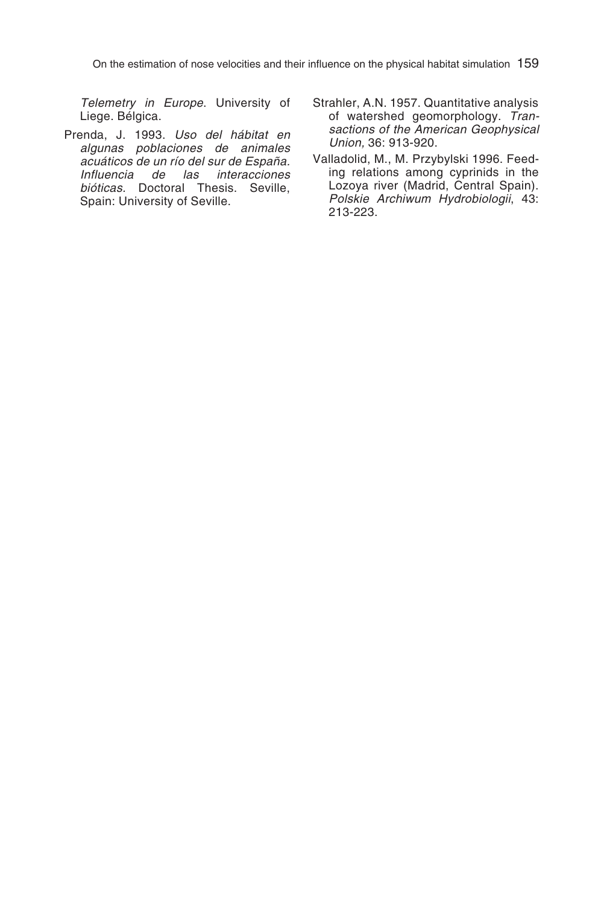*Telemetry in Europe*. University of Liege. Bélgica.

Prenda, J. 1993. *Uso del hábitat en algunas poblaciones de animales acuáticos de un río del sur de España. Influencia de las interacciones bióticas.* Doctoral Thesis. Seville, Spain: University of Seville.

Strahler, A.N. 1957. Quantitative analysis of watershed geomorphology. *Transactions of the American Geophysical Union,* 36: 913-920.

Valladolid, M., M. Przybylski 1996. Feeding relations among cyprinids in the Lozoya river (Madrid, Central Spain). *Polskie Archiwum Hydrobiologii*, 43: 213-223.